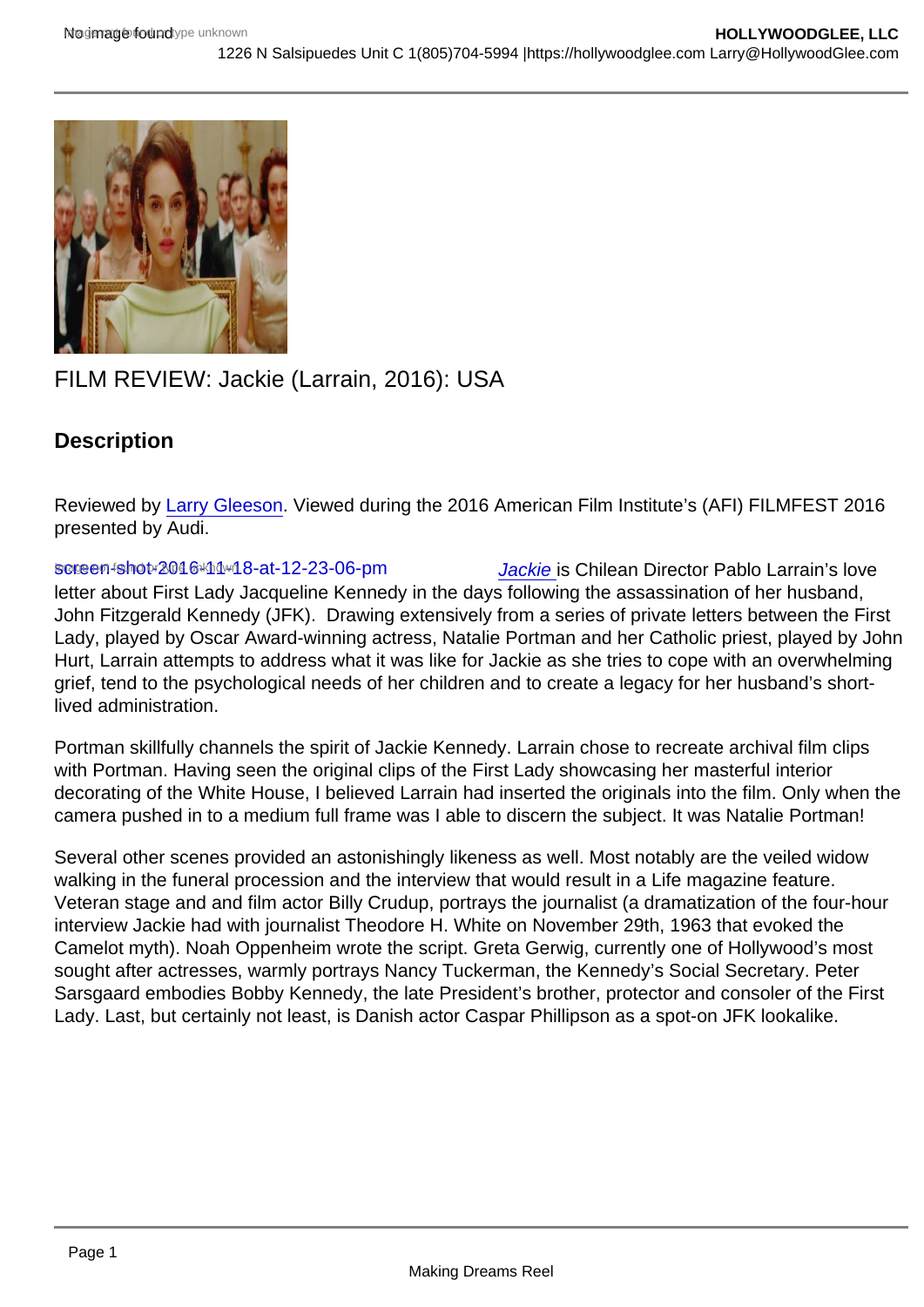# FILM REVIEW: Jackie (Larrain, 2016): USA

## Description

Reviewed by Larry Gleeson. Viewed during the 2016 American Film Institute's (AFI) FILMFEST 2016 presented by Audi.

screen-shot-2016-11-18-at-12-23-06-pm

*Jackie* is Chilean Director Pablo Larrain's love letter about First Lady Jacqueline Kennedy in the days following the assassination of her husband, John Fitzgerald Kennedy (JFK). Drawing extensively from a series of private letters between the First Lady, played by Oscar Award-winning actress, Natalie Portman and her Catholic priest, played by John Hurt, Larrain attempts to address what it was like for Jackie as she tries to cope with an overwhelming grief, tend to the psychological needs of her children and to create a legacy for her husband's short-lived administration.

Portman skillfully channels the spirit of Jackie Kennedy. Larrain chose to recreate archival film clips with Portman. Having seen the original clips of the First Lady showcasing her masterful interior decorating of the White House, I believed Larrain had inserted the originals into the film. Only when the camera pushed in to a medium full frame was I able to discern the subject. It was Natalie Portman!

Several other scenes provided an astonishingly likeness as well. Most notably are the veiled widow walking in the funeral procession and the interview that would result in a Life magazine feature. Veteran stage and and film actor Billy Crudup, portrays the journalist (a dramatization of the four-hour interview Jackie had with journalist Theodore H. White on November 29th, 1963 that evoked the Camelot myth). Noah Oppenheim wrote the script. Greta Gerwig, currently one of Hollywood's most sought after actresses, warmly portrays Nancy Tuckerman, the Kennedy's Social Secretary. Peter Sarsgaard embodies Bobby Kennedy, the late President's brother, protector and consoler of the First Lady. Last, but certainly not least, is Danish actor Caspar Phillipson as a spot-on JFK lookalike.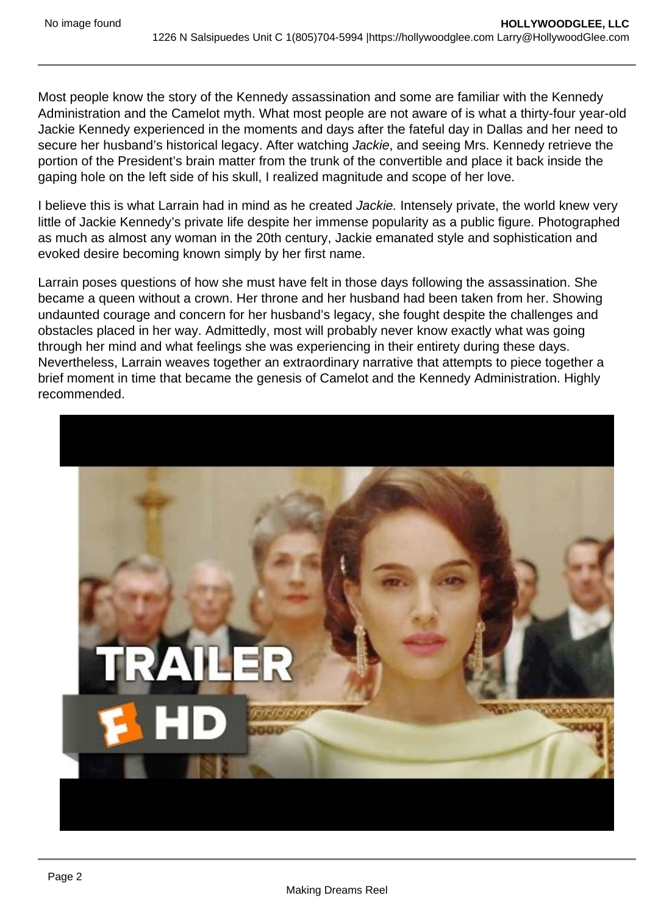Most people know the story of the Kennedy assassination and some are familiar with the Kennedy Administration and the Camelot myth. What most people are not aware of is what a thirty-four year-old Jackie Kennedy experienced in the moments and days after the fateful day in Dallas and her need to secure her husband's historical legacy. After watching *Jackie*, and seeing Mrs. Kennedy retrieve the portion of the President's brain matter from the trunk of the convertible and place it back inside the gaping hole on the left side of his skull, I realized magnitude and scope of her love.

I believe this is what Larrain had in mind as he created *Jackie.* Intensely private, the world knew very little of Jackie Kennedy's private life despite her immense popularity as a public figure. Photographed as much as almost any woman in the 20th century, Jackie emanated style and sophistication and evoked desire becoming known simply by her first name.

Larrain poses questions of how she must have felt in those days following the assassination. She became a queen without a crown. Her throne and her husband had been taken from her. Showing undaunted courage and concern for her husband's legacy, she fought despite the challenges and obstacles placed in her way. Admittedly, most will probably never know exactly what was going through her mind and what feelings she was experiencing in their entirety during these days. Nevertheless, Larrain weaves together an extraordinary narrative that attempts to piece together a brief moment in time that became the genesis of Camelot and the Kennedy Administration. Highly recommended.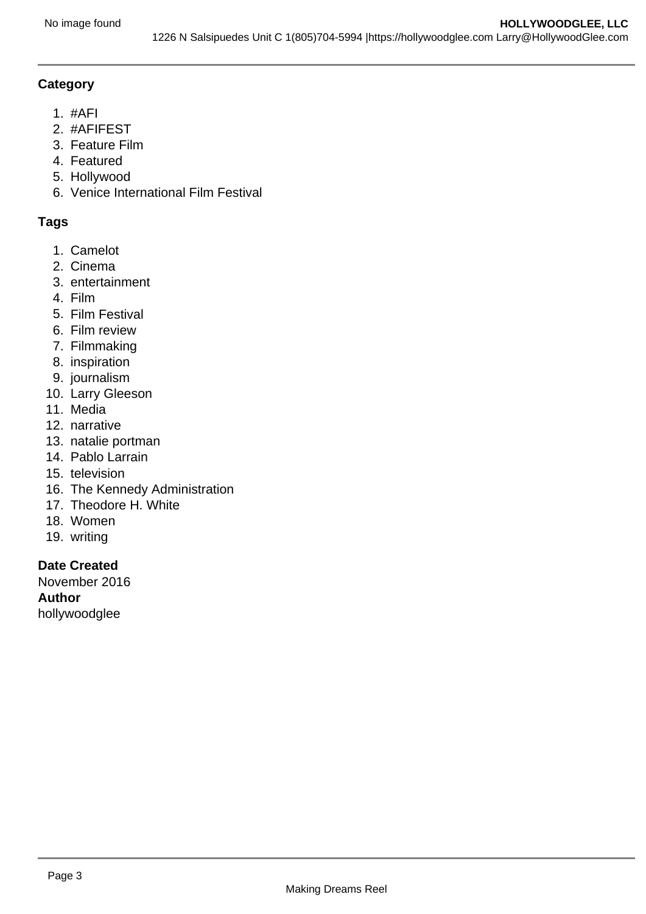**Category**

1. #AFI
2. #AFIFEST
3. Feature Film
4. Featured
5. Hollywood
6. Venice International Film Festival

**Tags**

1. Camelot
2. Cinema
3. entertainment
4. Film
5. Film Festival
6. Film review
7. Filmmaking
8. inspiration
9. journalism
10. Larry Gleeson
11. Media
12. narrative
13. natalie portman
14. Pablo Larrain
15. television
16. The Kennedy Administration
17. Theodore H. White
18. Women
19. writing

**Date Created**
November 2016
**Author**
hollywoodglee